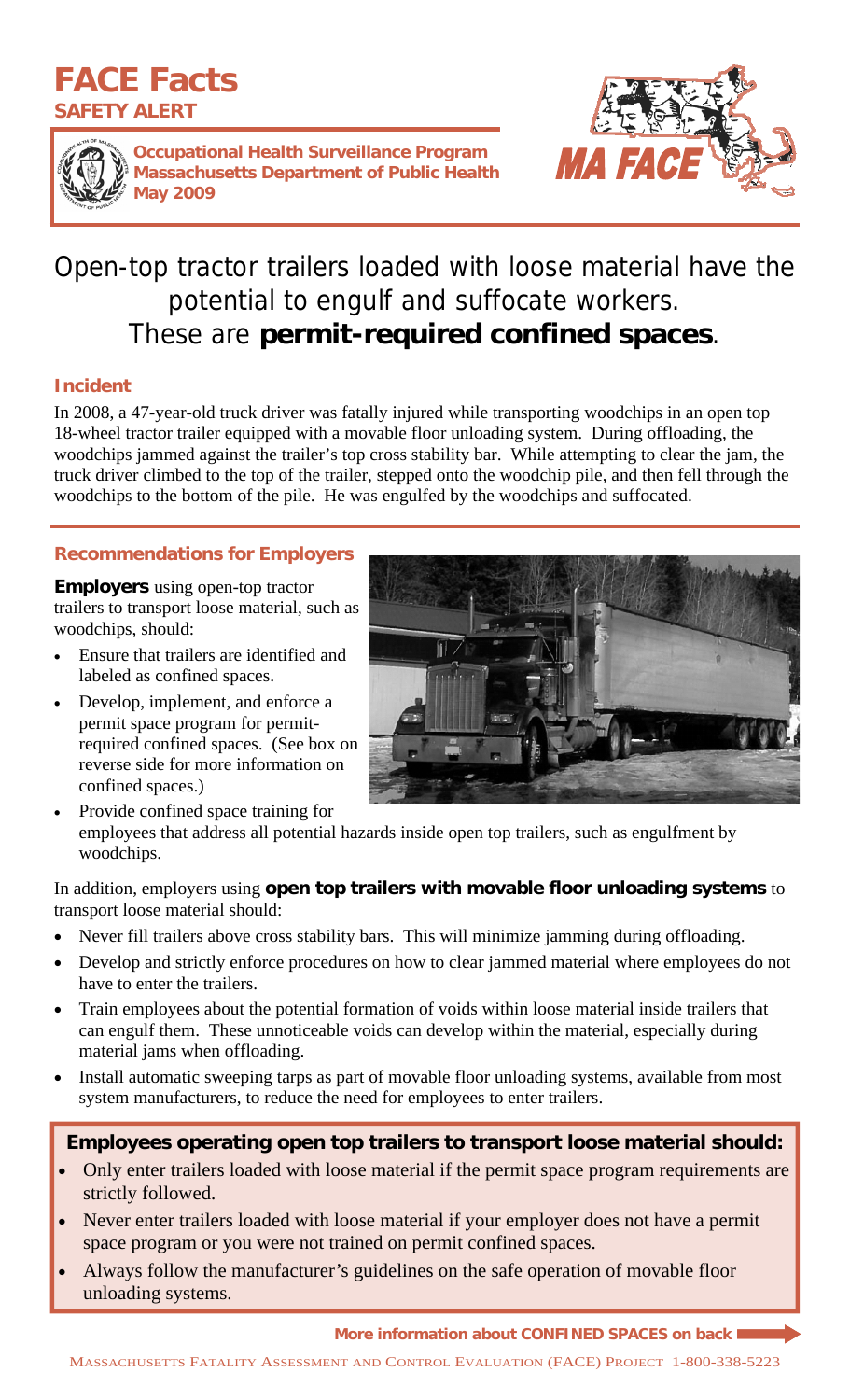# FACE Facts

**SAFETY ALERT**

**Occupational Health Surveillance Program**
**Massachusetts Department of Public Health**
**May 2009**

MA FACE

## Open-top tractor trailers loaded with loose material have the potential to engulf and suffocate workers. These are **permit-required confined spaces**.

### Incident

In 2008, a 47-year-old truck driver was fatally injured while transporting woodchips in an open top 18-wheel tractor trailer equipped with a movable floor unloading system. During offloading, the woodchips jammed against the trailer's top cross stability bar. While attempting to clear the jam, the truck driver climbed to the top of the trailer, stepped onto the woodchip pile, and then fell through the woodchips to the bottom of the pile. He was engulfed by the woodchips and suffocated.

### Recommendations for Employers

**Employers** using open-top tractor trailers to transport loose material, such as woodchips, should:

- Ensure that trailers are identified and labeled as confined spaces.
- Develop, implement, and enforce a permit space program for permit-required confined spaces. (See box on reverse side for more information on confined spaces.)
- Provide confined space training for employees that address all potential hazards inside open top trailers, such as engulfment by woodchips.

In addition, employers using **open top trailers with movable floor unloading systems** to transport loose material should:

- Never fill trailers above cross stability bars. This will minimize jamming during offloading.
- Develop and strictly enforce procedures on how to clear jammed material where employees do not have to enter the trailers.
- Train employees about the potential formation of voids within loose material inside trailers that can engulf them. These unnoticeable voids can develop within the material, especially during material jams when offloading.
- Install automatic sweeping tarps as part of movable floor unloading systems, available from most system manufacturers, to reduce the need for employees to enter trailers.

### Employees operating open top trailers to transport loose material should:

- Only enter trailers loaded with loose material if the permit space program requirements are strictly followed.
- Never enter trailers loaded with loose material if your employer does not have a permit space program or you were not trained on permit confined spaces.
- Always follow the manufacturer's guidelines on the safe operation of movable floor unloading systems.

**More information about CONFINED SPACES on back**

MASSACHUSETTS FATALITY ASSESSMENT AND CONTROL EVALUATION (FACE) PROJECT 1-800-338-5223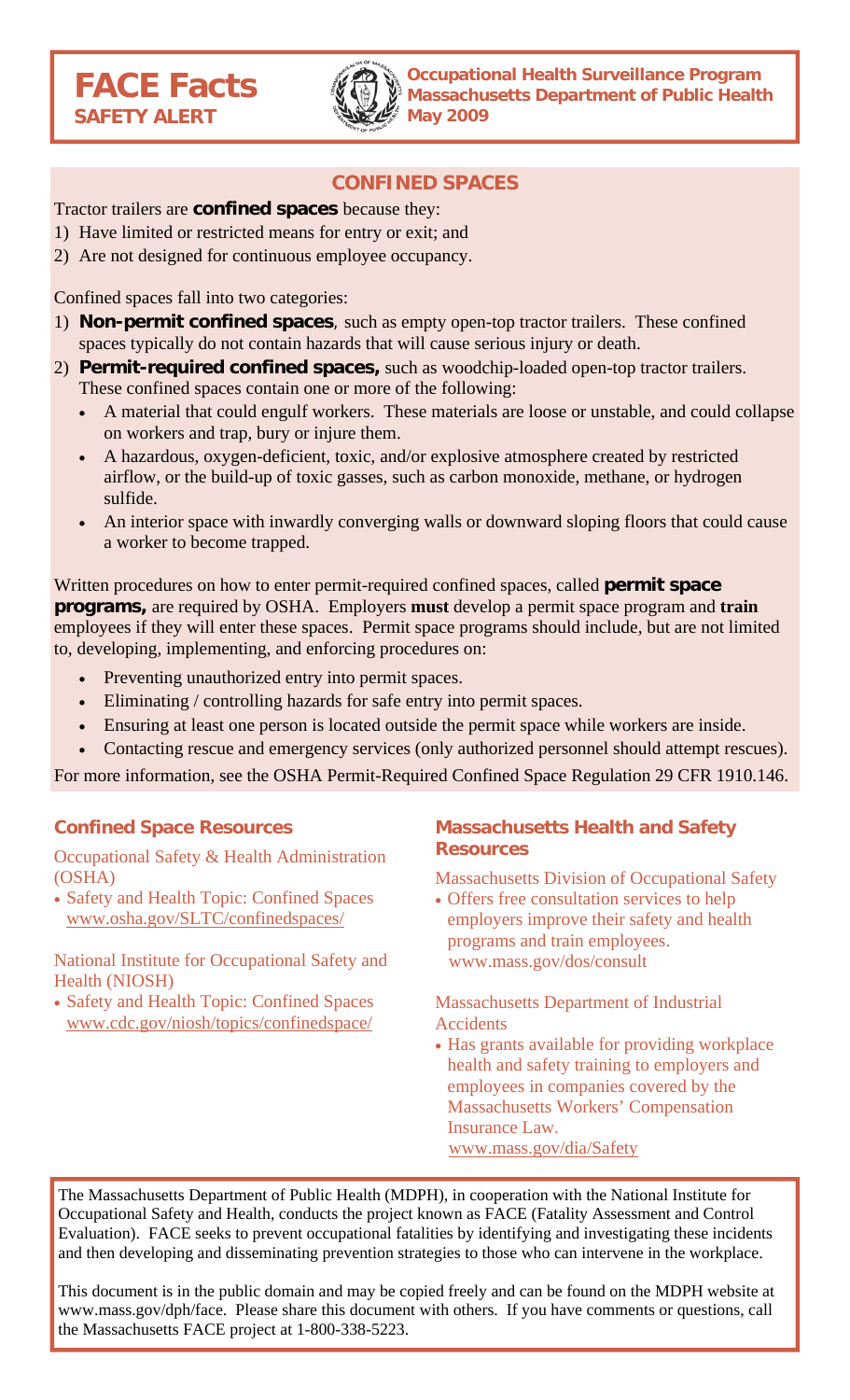# FACE Facts

**SAFETY ALERT**

**Occupational Health Surveillance Program**
**Massachusetts Department of Public Health**
**May 2009**

## CONFINED SPACES

Tractor trailers are **confined spaces** because they:

1) Have limited or restricted means for entry or exit; and
2) Are not designed for continuous employee occupancy.

Confined spaces fall into two categories:

1) **Non-permit confined spaces**, such as empty open-top tractor trailers. These confined spaces typically do not contain hazards that will cause serious injury or death.
2) **Permit-required confined spaces,** such as woodchip-loaded open-top tractor trailers. These confined spaces contain one or more of the following:
   - A material that could engulf workers. These materials are loose or unstable, and could collapse on workers and trap, bury or injure them.
   - A hazardous, oxygen-deficient, toxic, and/or explosive atmosphere created by restricted airflow, or the build-up of toxic gasses, such as carbon monoxide, methane, or hydrogen sulfide.
   - An interior space with inwardly converging walls or downward sloping floors that could cause a worker to become trapped.

Written procedures on how to enter permit-required confined spaces, called **permit space programs,** are required by OSHA. Employers **must** develop a permit space program and **train** employees if they will enter these spaces. Permit space programs should include, but are not limited to, developing, implementing, and enforcing procedures on:

- Preventing unauthorized entry into permit spaces.
- Eliminating / controlling hazards for safe entry into permit spaces.
- Ensuring at least one person is located outside the permit space while workers are inside.
- Contacting rescue and emergency services (only authorized personnel should attempt rescues).

For more information, see the OSHA Permit-Required Confined Space Regulation 29 CFR 1910.146.

### Confined Space Resources

Occupational Safety & Health Administration (OSHA)

- Safety and Health Topic: Confined Spaces www.osha.gov/SLTC/confinedspaces/

National Institute for Occupational Safety and Health (NIOSH)

- Safety and Health Topic: Confined Spaces www.cdc.gov/niosh/topics/confinedspace/

### Massachusetts Health and Safety Resources

Massachusetts Division of Occupational Safety

- Offers free consultation services to help employers improve their safety and health programs and train employees. www.mass.gov/dos/consult

Massachusetts Department of Industrial Accidents

- Has grants available for providing workplace health and safety training to employers and employees in companies covered by the Massachusetts Workers' Compensation Insurance Law. www.mass.gov/dia/Safety

The Massachusetts Department of Public Health (MDPH), in cooperation with the National Institute for Occupational Safety and Health, conducts the project known as FACE (Fatality Assessment and Control Evaluation). FACE seeks to prevent occupational fatalities by identifying and investigating these incidents and then developing and disseminating prevention strategies to those who can intervene in the workplace.

This document is in the public domain and may be copied freely and can be found on the MDPH website at www.mass.gov/dph/face. Please share this document with others. If you have comments or questions, call the Massachusetts FACE project at 1-800-338-5223.